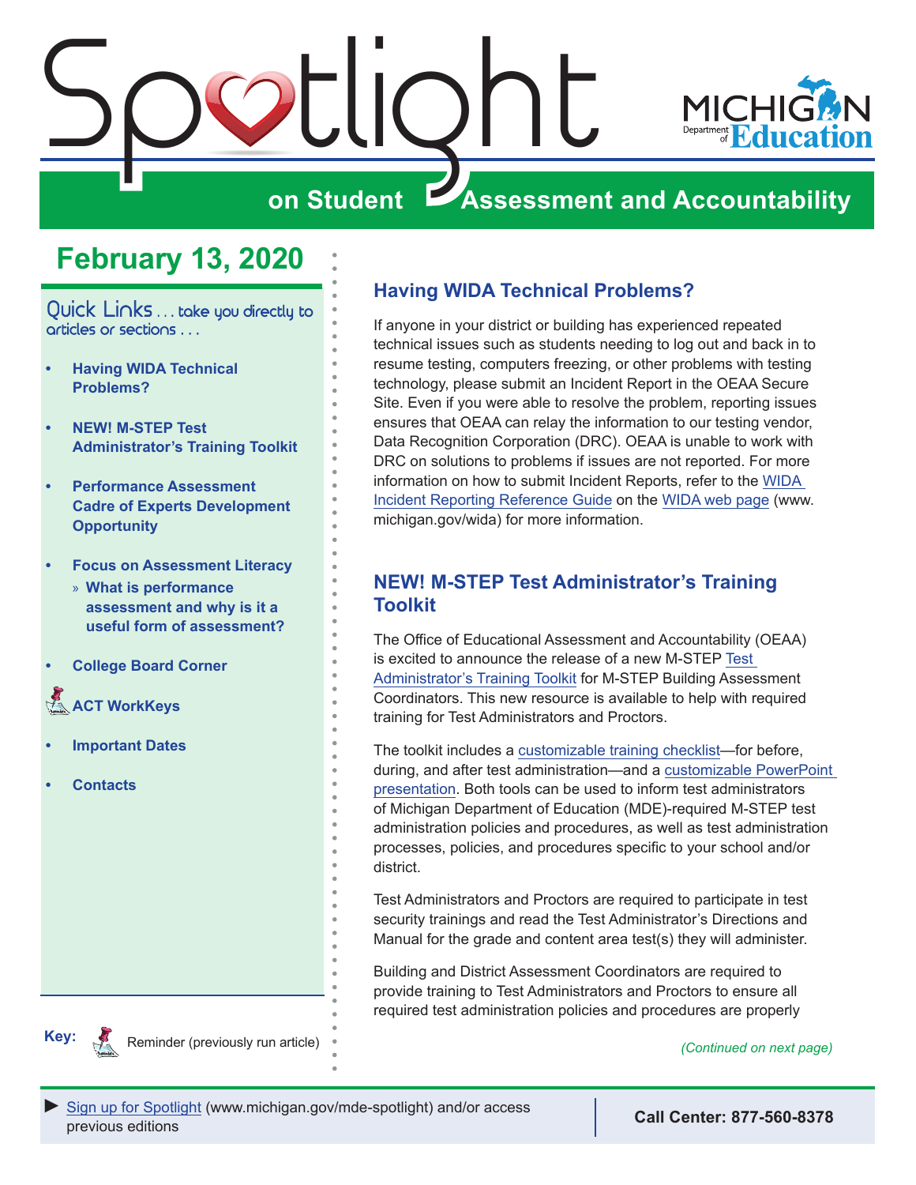# Spotlight on Student Assessment and Accountability

## February 13, 2020

Quick Links . . . take you directly to articles or sections . . .

- **Having WIDA Technical Problems?**
- **NEW! M-STEP Test Administrator's Training Toolkit**
- **Performance Assessment Cadre of Experts Development Opportunity**
- **Focus on Assessment Literacy**
  - » **What is performance assessment and why is it a useful form of assessment?**
- **College Board Corner**
- **ACT WorkKeys**
- **Important Dates**
- **Contacts**

**Key:** Reminder (previously run article)

## Having WIDA Technical Problems?

If anyone in your district or building has experienced repeated technical issues such as students needing to log out and back in to resume testing, computers freezing, or other problems with testing technology, please submit an Incident Report in the OEAA Secure Site. Even if you were able to resolve the problem, reporting issues ensures that OEAA can relay the information to our testing vendor, Data Recognition Corporation (DRC). OEAA is unable to work with DRC on solutions to problems if issues are not reported. For more information on how to submit Incident Reports, refer to the WIDA Incident Reporting Reference Guide on the WIDA web page (www.michigan.gov/wida) for more information.

## NEW! M-STEP Test Administrator's Training Toolkit

The Office of Educational Assessment and Accountability (OEAA) is excited to announce the release of a new M-STEP Test Administrator's Training Toolkit for M-STEP Building Assessment Coordinators. This new resource is available to help with required training for Test Administrators and Proctors.

The toolkit includes a customizable training checklist—for before, during, and after test administration—and a customizable PowerPoint presentation. Both tools can be used to inform test administrators of Michigan Department of Education (MDE)-required M-STEP test administration policies and procedures, as well as test administration processes, policies, and procedures specific to your school and/or district.

Test Administrators and Proctors are required to participate in test security trainings and read the Test Administrator's Directions and Manual for the grade and content area test(s) they will administer.

Building and District Assessment Coordinators are required to provide training to Test Administrators and Proctors to ensure all required test administration policies and procedures are properly

*(Continued on next page)*

► Sign up for Spotlight (www.michigan.gov/mde-spotlight) and/or access previous editions

**Call Center: 877-560-8378**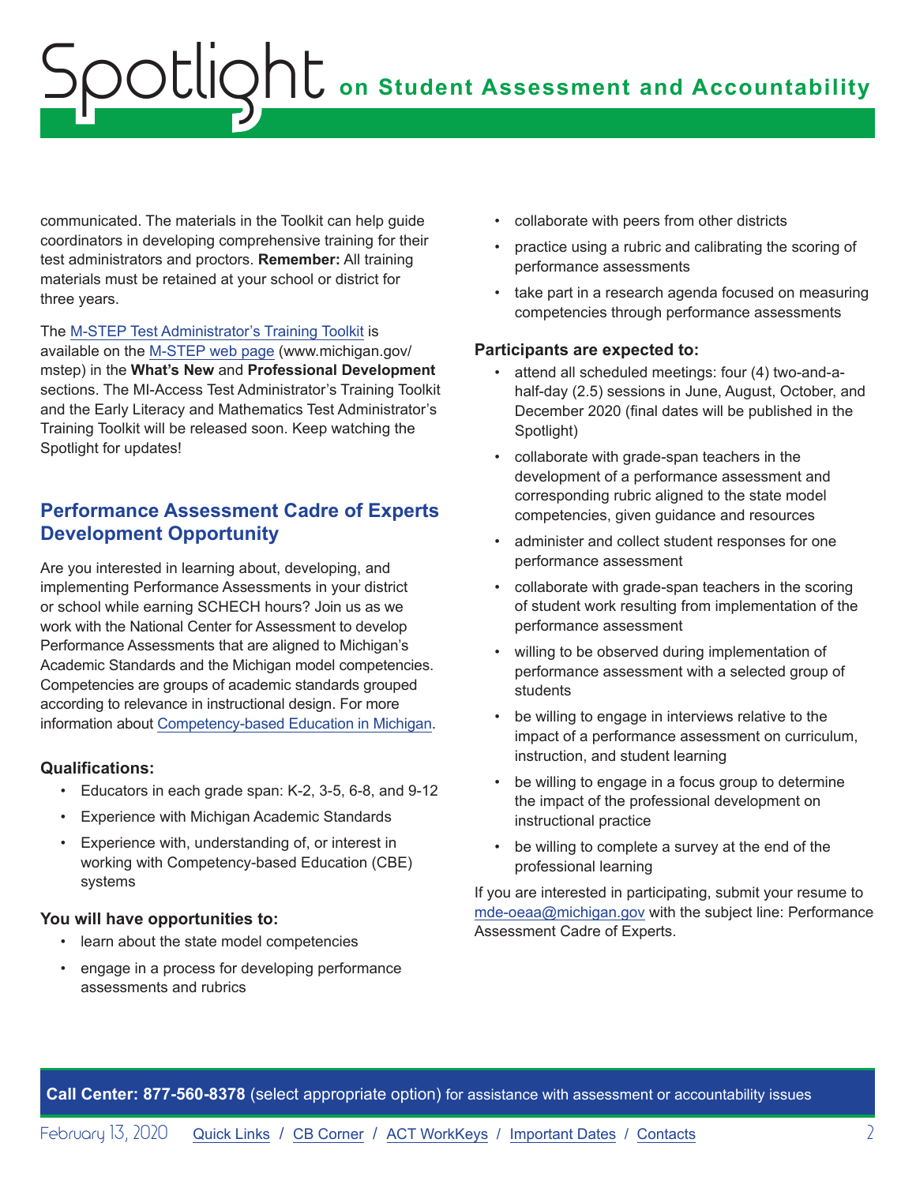communicated. The materials in the Toolkit can help guide coordinators in developing comprehensive training for their test administrators and proctors. **Remember:** All training materials must be retained at your school or district for three years.

The M-STEP Test Administrator's Training Toolkit is available on the M-STEP web page (www.michigan.gov/mstep) in the **What's New** and **Professional Development** sections. The MI-Access Test Administrator's Training Toolkit and the Early Literacy and Mathematics Test Administrator's Training Toolkit will be released soon. Keep watching the Spotlight for updates!

## Performance Assessment Cadre of Experts Development Opportunity

Are you interested in learning about, developing, and implementing Performance Assessments in your district or school while earning SCHECH hours? Join us as we work with the National Center for Assessment to develop Performance Assessments that are aligned to Michigan's Academic Standards and the Michigan model competencies. Competencies are groups of academic standards grouped according to relevance in instructional design. For more information about Competency-based Education in Michigan.

**Qualifications:**

- Educators in each grade span: K-2, 3-5, 6-8, and 9-12
- Experience with Michigan Academic Standards
- Experience with, understanding of, or interest in working with Competency-based Education (CBE) systems

**You will have opportunities to:**

- learn about the state model competencies
- engage in a process for developing performance assessments and rubrics
- collaborate with peers from other districts
- practice using a rubric and calibrating the scoring of performance assessments
- take part in a research agenda focused on measuring competencies through performance assessments

**Participants are expected to:**

- attend all scheduled meetings: four (4) two-and-a-half-day (2.5) sessions in June, August, October, and December 2020 (final dates will be published in the Spotlight)
- collaborate with grade-span teachers in the development of a performance assessment and corresponding rubric aligned to the state model competencies, given guidance and resources
- administer and collect student responses for one performance assessment
- collaborate with grade-span teachers in the scoring of student work resulting from implementation of the performance assessment
- willing to be observed during implementation of performance assessment with a selected group of students
- be willing to engage in interviews relative to the impact of a performance assessment on curriculum, instruction, and student learning
- be willing to engage in a focus group to determine the impact of the professional development on instructional practice
- be willing to complete a survey at the end of the professional learning

If you are interested in participating, submit your resume to mde-oeaa@michigan.gov with the subject line: Performance Assessment Cadre of Experts.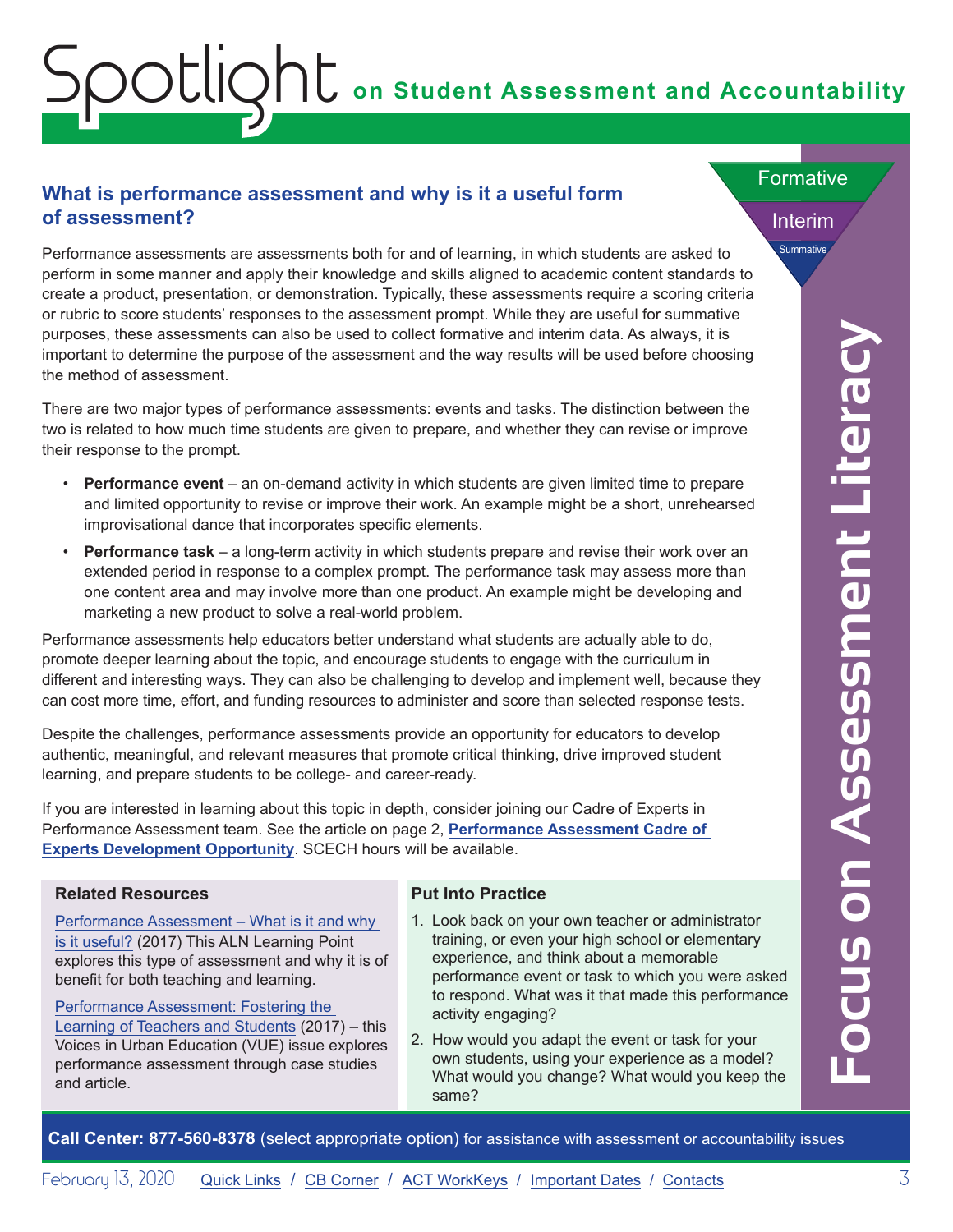## What is performance assessment and why is it a useful form of assessment?

Performance assessments are assessments both for and of learning, in which students are asked to perform in some manner and apply their knowledge and skills aligned to academic content standards to create a product, presentation, or demonstration. Typically, these assessments require a scoring criteria or rubric to score students' responses to the assessment prompt. While they are useful for summative purposes, these assessments can also be used to collect formative and interim data. As always, it is important to determine the purpose of the assessment and the way results will be used before choosing the method of assessment.

There are two major types of performance assessments: events and tasks. The distinction between the two is related to how much time students are given to prepare, and whether they can revise or improve their response to the prompt.

- **Performance event** – an on-demand activity in which students are given limited time to prepare and limited opportunity to revise or improve their work. An example might be a short, unrehearsed improvisational dance that incorporates specific elements.
- **Performance task** – a long-term activity in which students prepare and revise their work over an extended period in response to a complex prompt. The performance task may assess more than one content area and may involve more than one product. An example might be developing and marketing a new product to solve a real-world problem.

Performance assessments help educators better understand what students are actually able to do, promote deeper learning about the topic, and encourage students to engage with the curriculum in different and interesting ways. They can also be challenging to develop and implement well, because they can cost more time, effort, and funding resources to administer and score than selected response tests.

Despite the challenges, performance assessments provide an opportunity for educators to develop authentic, meaningful, and relevant measures that promote critical thinking, drive improved student learning, and prepare students to be college- and career-ready.

If you are interested in learning about this topic in depth, consider joining our Cadre of Experts in Performance Assessment team. See the article on page 2, **Performance Assessment Cadre of Experts Development Opportunity**. SCECH hours will be available.

### Related Resources

Performance Assessment – What is it and why is it useful? (2017) This ALN Learning Point explores this type of assessment and why it is of benefit for both teaching and learning.

Performance Assessment: Fostering the Learning of Teachers and Students (2017) – this Voices in Urban Education (VUE) issue explores performance assessment through case studies and article.

### Put Into Practice

1. Look back on your own teacher or administrator training, or even your high school or elementary experience, and think about a memorable performance event or task to which you were asked to respond. What was it that made this performance activity engaging?
2. How would you adapt the event or task for your own students, using your experience as a model? What would you change? What would you keep the same?

**Call Center: 877-560-8378** (select appropriate option) for assistance with assessment or accountability issues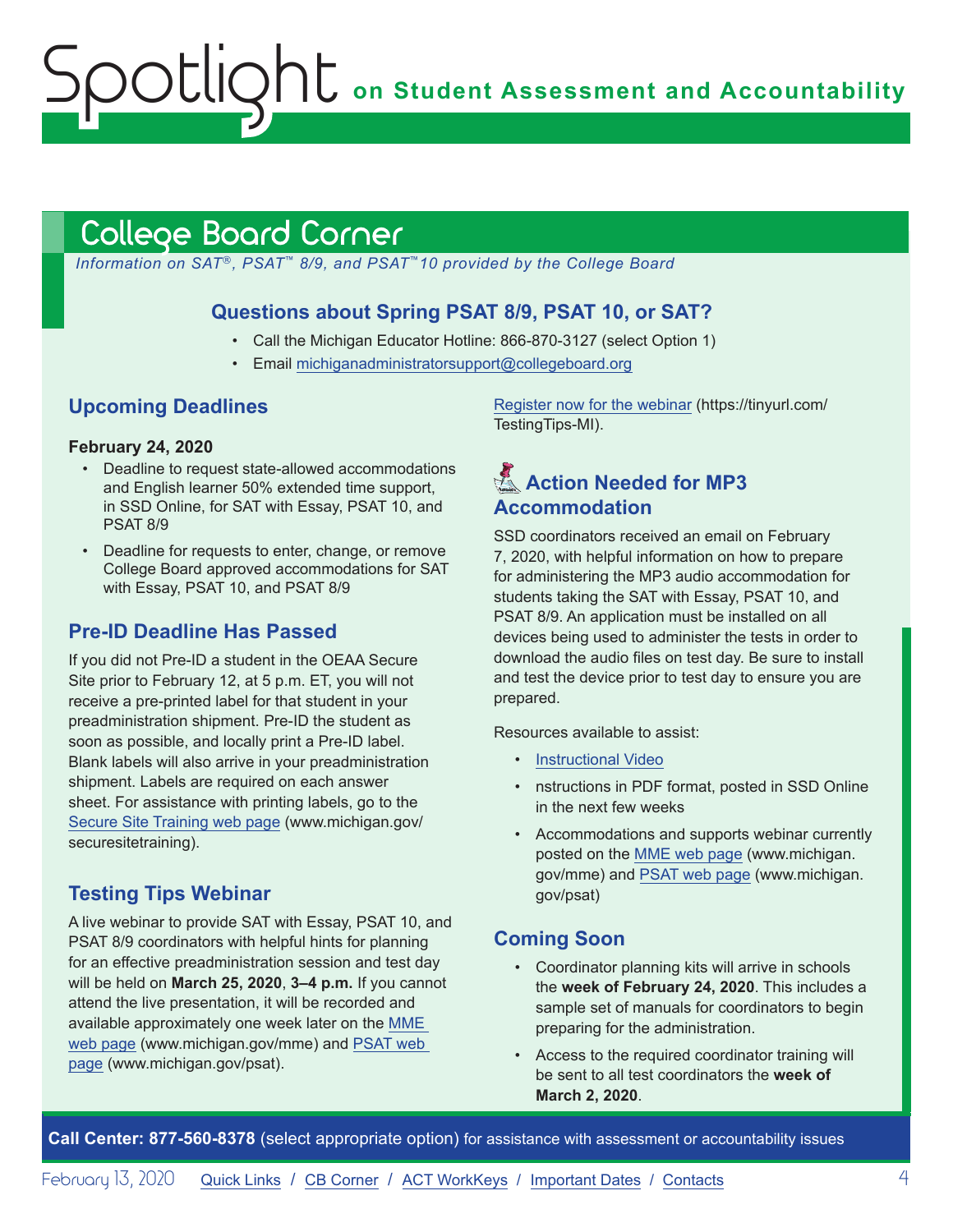## College Board Corner

*Information on SAT®, PSAT™ 8/9, and PSAT™10 provided by the College Board*

### Questions about Spring PSAT 8/9, PSAT 10, or SAT?

- Call the Michigan Educator Hotline: 866-870-3127 (select Option 1)
- Email michiganadministratorsupport@collegeboard.org

### Upcoming Deadlines

**February 24, 2020**

- Deadline to request state-allowed accommodations and English learner 50% extended time support, in SSD Online, for SAT with Essay, PSAT 10, and PSAT 8/9
- Deadline for requests to enter, change, or remove College Board approved accommodations for SAT with Essay, PSAT 10, and PSAT 8/9

### Pre-ID Deadline Has Passed

If you did not Pre-ID a student in the OEAA Secure Site prior to February 12, at 5 p.m. ET, you will not receive a pre-printed label for that student in your preadministration shipment. Pre-ID the student as soon as possible, and locally print a Pre-ID label. Blank labels will also arrive in your preadministration shipment. Labels are required on each answer sheet. For assistance with printing labels, go to the Secure Site Training web page (www.michigan.gov/securesitetraining).

### Testing Tips Webinar

A live webinar to provide SAT with Essay, PSAT 10, and PSAT 8/9 coordinators with helpful hints for planning for an effective preadministration session and test day will be held on **March 25, 2020**, **3–4 p.m.** If you cannot attend the live presentation, it will be recorded and available approximately one week later on the MME web page (www.michigan.gov/mme) and PSAT web page (www.michigan.gov/psat).

Register now for the webinar (https://tinyurl.com/TestingTips-MI).

### Action Needed for MP3 Accommodation

SSD coordinators received an email on February 7, 2020, with helpful information on how to prepare for administering the MP3 audio accommodation for students taking the SAT with Essay, PSAT 10, and PSAT 8/9. An application must be installed on all devices being used to administer the tests in order to download the audio files on test day. Be sure to install and test the device prior to test day to ensure you are prepared.

Resources available to assist:

- Instructional Video
- nstructions in PDF format, posted in SSD Online in the next few weeks
- Accommodations and supports webinar currently posted on the MME web page (www.michigan.gov/mme) and PSAT web page (www.michigan.gov/psat)

### Coming Soon

- Coordinator planning kits will arrive in schools the **week of February 24, 2020**. This includes a sample set of manuals for coordinators to begin preparing for the administration.
- Access to the required coordinator training will be sent to all test coordinators the **week of March 2, 2020**.

**Call Center: 877-560-8378** (select appropriate option) for assistance with assessment or accountability issues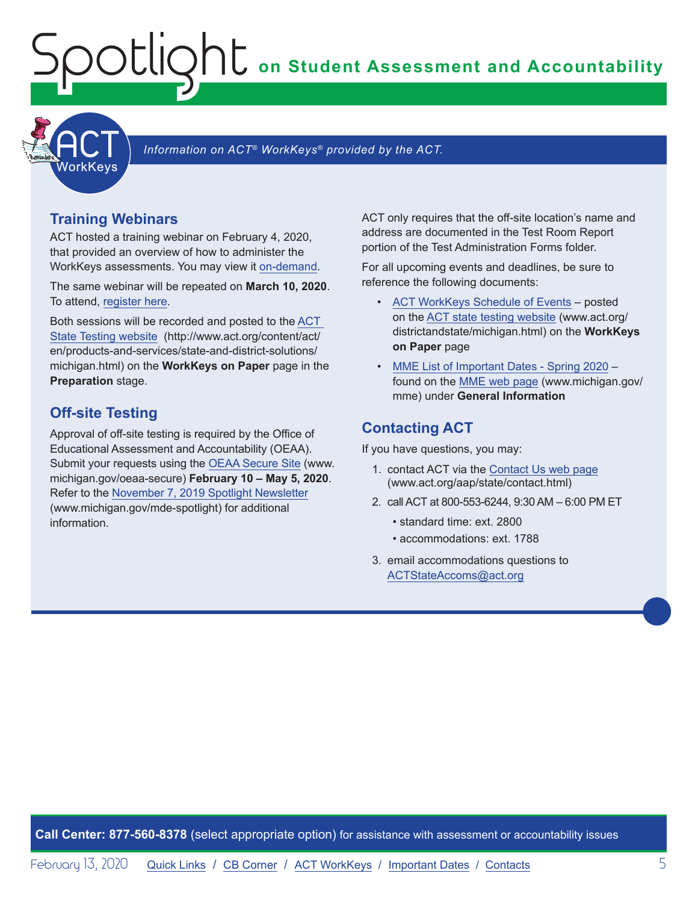# ACT WorkKeys

*Information on ACT® WorkKeys® provided by the ACT.*

## Training Webinars

ACT hosted a training webinar on February 4, 2020, that provided an overview of how to administer the WorkKeys assessments. You may view it on-demand.

The same webinar will be repeated on **March 10, 2020**. To attend, register here.

Both sessions will be recorded and posted to the ACT State Testing website (http://www.act.org/content/act/en/products-and-services/state-and-district-solutions/michigan.html) on the **WorkKeys on Paper** page in the **Preparation** stage.

## Off-site Testing

Approval of off-site testing is required by the Office of Educational Assessment and Accountability (OEAA). Submit your requests using the OEAA Secure Site (www.michigan.gov/oeaa-secure) **February 10 – May 5, 2020**. Refer to the November 7, 2019 Spotlight Newsletter (www.michigan.gov/mde-spotlight) for additional information.

ACT only requires that the off-site location's name and address are documented in the Test Room Report portion of the Test Administration Forms folder.

For all upcoming events and deadlines, be sure to reference the following documents:

- ACT WorkKeys Schedule of Events – posted on the ACT state testing website (www.act.org/districtandstate/michigan.html) on the **WorkKeys on Paper** page
- MME List of Important Dates - Spring 2020 – found on the MME web page (www.michigan.gov/mme) under **General Information**

## Contacting ACT

If you have questions, you may:

1. contact ACT via the Contact Us web page (www.act.org/aap/state/contact.html)
2. call ACT at 800-553-6244, 9:30 AM – 6:00 PM ET
   - standard time: ext. 2800
   - accommodations: ext. 1788
3. email accommodations questions to ACTStateAccoms@act.org

**Call Center: 877-560-8378** (select appropriate option) for assistance with assessment or accountability issues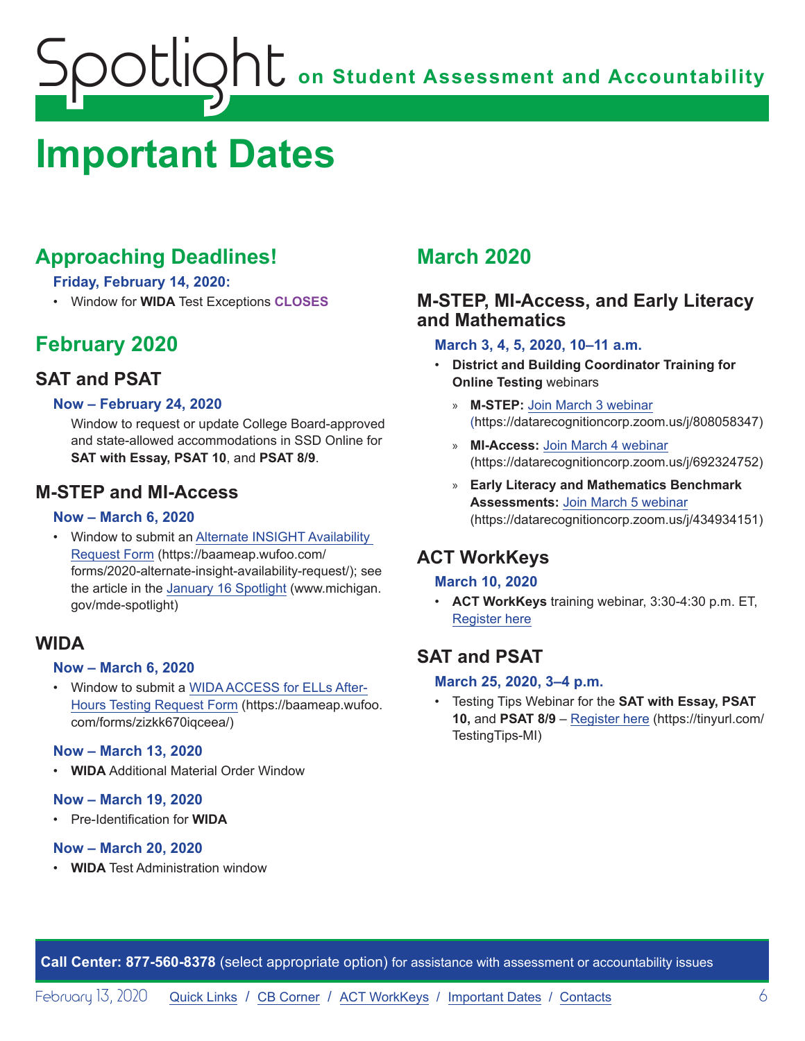# Important Dates

## Approaching Deadlines!

**Friday, February 14, 2020:**

- Window for **WIDA** Test Exceptions **CLOSES**

## February 2020

### SAT and PSAT

**Now – February 24, 2020**

Window to request or update College Board-approved and state-allowed accommodations in SSD Online for **SAT with Essay, PSAT 10**, and **PSAT 8/9**.

### M-STEP and MI-Access

**Now – March 6, 2020**

- Window to submit an Alternate INSIGHT Availability Request Form (https://baameap.wufoo.com/forms/2020-alternate-insight-availability-request/); see the article in the January 16 Spotlight (www.michigan.gov/mde-spotlight)

### WIDA

**Now – March 6, 2020**

- Window to submit a WIDA ACCESS for ELLs After-Hours Testing Request Form (https://baameap.wufoo.com/forms/zizkk670iqceea/)

**Now – March 13, 2020**

- **WIDA** Additional Material Order Window

**Now – March 19, 2020**

- Pre-Identification for **WIDA**

**Now – March 20, 2020**

- **WIDA** Test Administration window

## March 2020

### M-STEP, MI-Access, and Early Literacy and Mathematics

**March 3, 4, 5, 2020, 10–11 a.m.**

- **District and Building Coordinator Training for Online Testing** webinars
  - **M-STEP:** Join March 3 webinar (https://datarecognitioncorp.zoom.us/j/808058347)
  - **MI-Access:** Join March 4 webinar (https://datarecognitioncorp.zoom.us/j/692324752)
  - **Early Literacy and Mathematics Benchmark Assessments:** Join March 5 webinar (https://datarecognitioncorp.zoom.us/j/434934151)

### ACT WorkKeys

**March 10, 2020**

- **ACT WorkKeys** training webinar, 3:30-4:30 p.m. ET, Register here

### SAT and PSAT

**March 25, 2020, 3–4 p.m.**

- Testing Tips Webinar for the **SAT with Essay, PSAT 10,** and **PSAT 8/9** – Register here (https://tinyurl.com/TestingTips-MI)

**Call Center: 877-560-8378** (select appropriate option) for assistance with assessment or accountability issues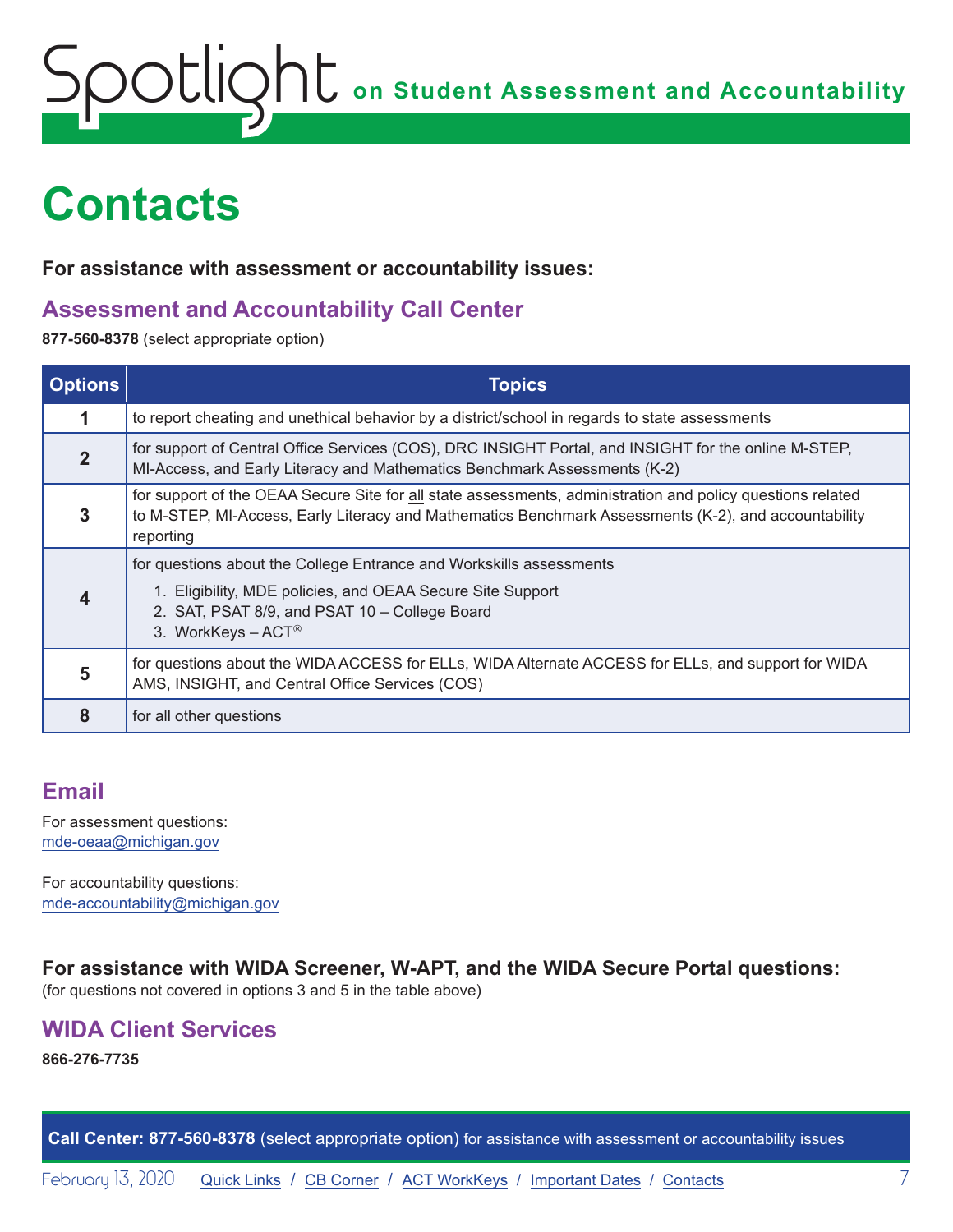# Contacts

**For assistance with assessment or accountability issues:**

## Assessment and Accountability Call Center

**877-560-8378** (select appropriate option)

| Options | Topics |
| --- | --- |
| **1** | to report cheating and unethical behavior by a district/school in regards to state assessments |
| **2** | for support of Central Office Services (COS), DRC INSIGHT Portal, and INSIGHT for the online M-STEP, MI-Access, and Early Literacy and Mathematics Benchmark Assessments (K-2) |
| **3** | for support of the OEAA Secure Site for all state assessments, administration and policy questions related to M-STEP, MI-Access, Early Literacy and Mathematics Benchmark Assessments (K-2), and accountability reporting |
| **4** | for questions about the College Entrance and Workskills assessments<br>1. Eligibility, MDE policies, and OEAA Secure Site Support<br>2. SAT, PSAT 8/9, and PSAT 10 – College Board<br>3. WorkKeys – ACT® |
| **5** | for questions about the WIDA ACCESS for ELLs, WIDA Alternate ACCESS for ELLs, and support for WIDA AMS, INSIGHT, and Central Office Services (COS) |
| **8** | for all other questions |

## Email

For assessment questions:
mde-oeaa@michigan.gov

For accountability questions:
mde-accountability@michigan.gov

**For assistance with WIDA Screener, W-APT, and the WIDA Secure Portal questions:**
(for questions not covered in options 3 and 5 in the table above)

## WIDA Client Services

**866-276-7735**

**Call Center: 877-560-8378** (select appropriate option) for assistance with assessment or accountability issues